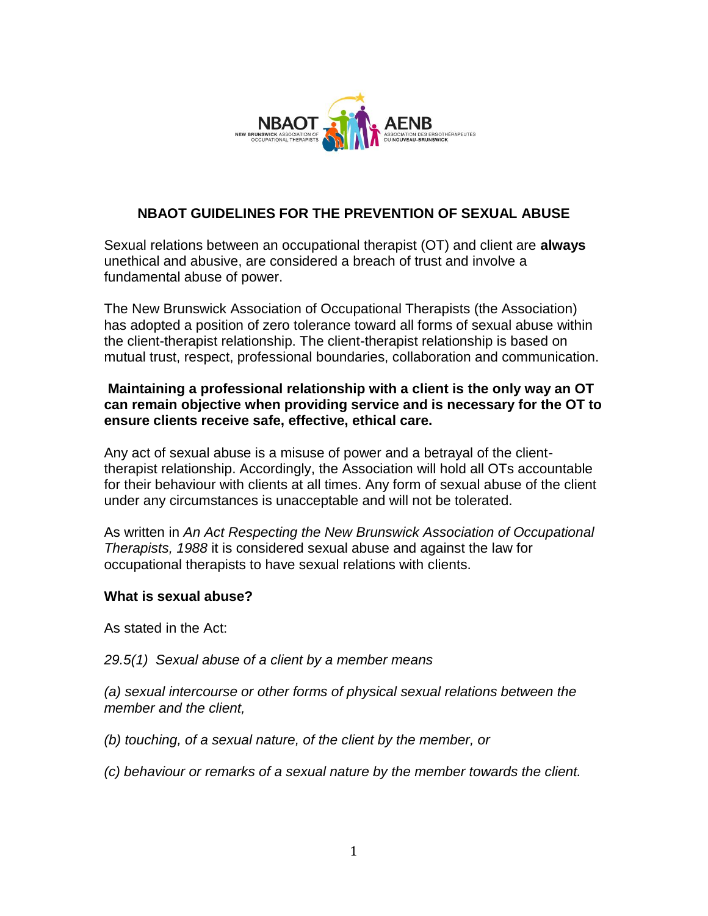# NBAOT GUIDELINES FOR THE PREVENTION OF SEXUAL ABUSE

Sexual relations between an occupational therapist (OT) and client are **always** unethical and abusive, are considered a breach of trust and involve a fundamental abuse of power.

The New Brunswick Association of Occupational Therapists (the Association) has adopted a position of zero tolerance toward all forms of sexual abuse within the client-therapist relationship. The client-therapist relationship is based on mutual trust, respect, professional boundaries, collaboration and communication.

**Maintaining a professional relationship with a client is the only way an OT can remain objective when providing service and is necessary for the OT to ensure clients receive safe, effective, ethical care.**

Any act of sexual abuse is a misuse of power and a betrayal of the client-therapist relationship. Accordingly, the Association will hold all OTs accountable for their behaviour with clients at all times. Any form of sexual abuse of the client under any circumstances is unacceptable and will not be tolerated.

As written in *An Act Respecting the New Brunswick Association of Occupational Therapists, 1988* it is considered sexual abuse and against the law for occupational therapists to have sexual relations with clients.

**What is sexual abuse?**

As stated in the Act:

*29.5(1) Sexual abuse of a client by a member means*

*(a) sexual intercourse or other forms of physical sexual relations between the member and the client,*

*(b) touching, of a sexual nature, of the client by the member, or*

*(c) behaviour or remarks of a sexual nature by the member towards the client.*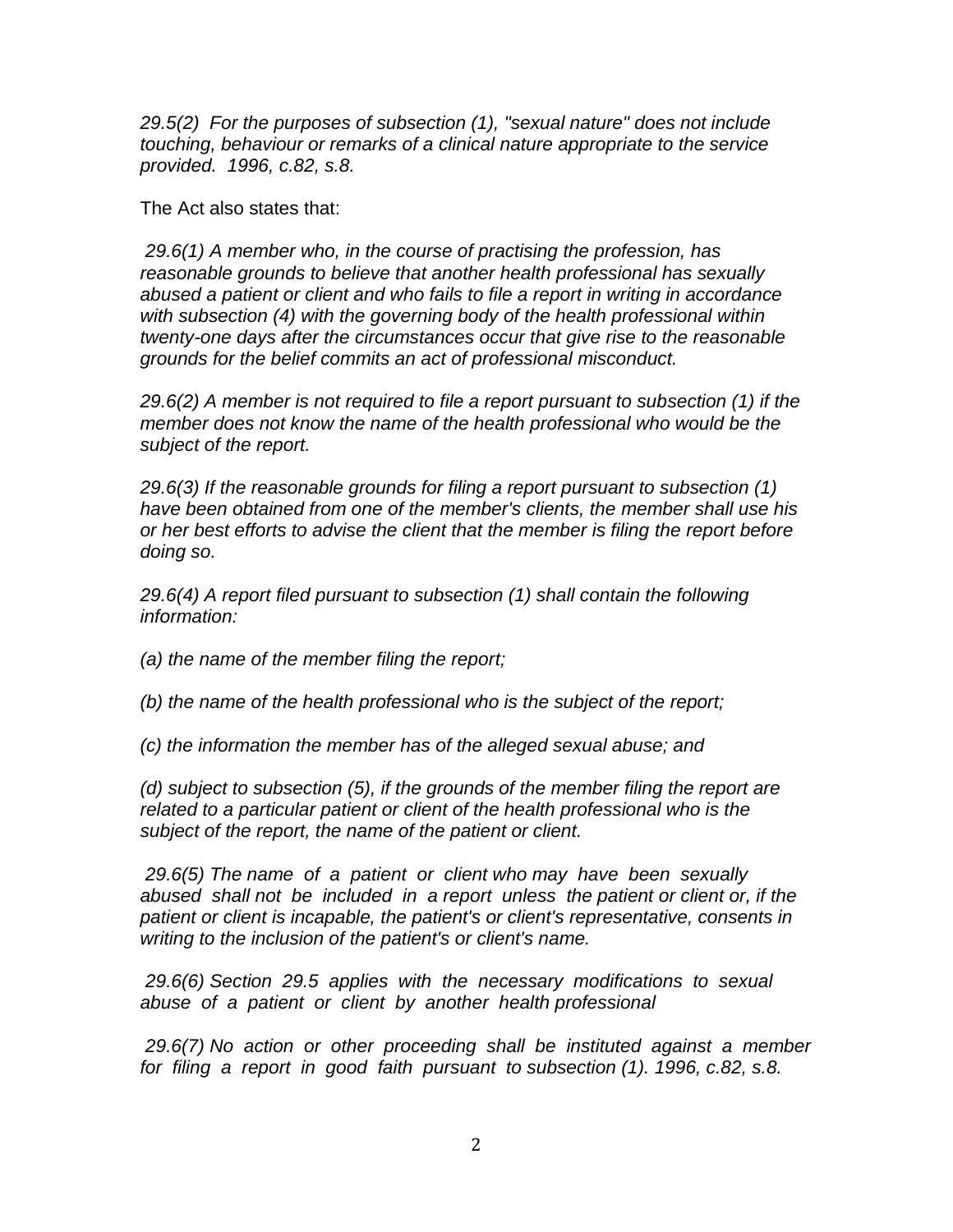*29.5(2) For the purposes of subsection (1), "sexual nature" does not include touching, behaviour or remarks of a clinical nature appropriate to the service provided. 1996, c.82, s.8.*

The Act also states that:

*29.6(1) A member who, in the course of practising the profession, has reasonable grounds to believe that another health professional has sexually abused a patient or client and who fails to file a report in writing in accordance with subsection (4) with the governing body of the health professional within twenty-one days after the circumstances occur that give rise to the reasonable grounds for the belief commits an act of professional misconduct.*

*29.6(2) A member is not required to file a report pursuant to subsection (1) if the member does not know the name of the health professional who would be the subject of the report.*

*29.6(3) If the reasonable grounds for filing a report pursuant to subsection (1) have been obtained from one of the member's clients, the member shall use his or her best efforts to advise the client that the member is filing the report before doing so.*

*29.6(4) A report filed pursuant to subsection (1) shall contain the following information:*

*(a) the name of the member filing the report;*

*(b) the name of the health professional who is the subject of the report;*

*(c) the information the member has of the alleged sexual abuse; and*

*(d) subject to subsection (5), if the grounds of the member filing the report are related to a particular patient or client of the health professional who is the subject of the report, the name of the patient or client.*

*29.6(5) The name of a patient or client who may have been sexually abused shall not be included in a report unless the patient or client or, if the patient or client is incapable, the patient's or client's representative, consents in writing to the inclusion of the patient's or client's name.*

*29.6(6) Section 29.5 applies with the necessary modifications to sexual abuse of a patient or client by another health professional*

*29.6(7) No action or other proceeding shall be instituted against a member for filing a report in good faith pursuant to subsection (1). 1996, c.82, s.8.*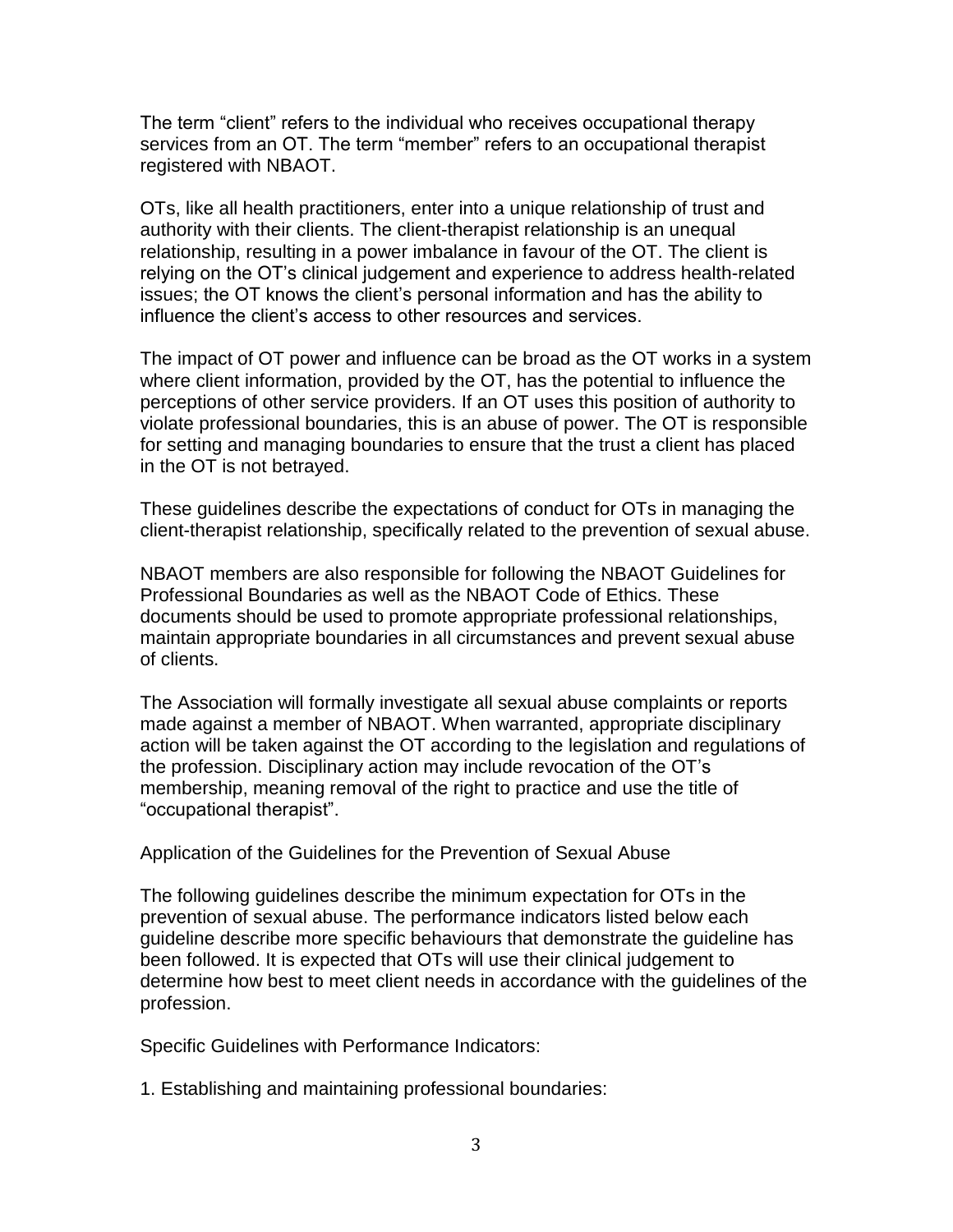The term “client” refers to the individual who receives occupational therapy services from an OT. The term “member” refers to an occupational therapist registered with NBAOT.

OTs, like all health practitioners, enter into a unique relationship of trust and authority with their clients. The client-therapist relationship is an unequal relationship, resulting in a power imbalance in favour of the OT. The client is relying on the OT’s clinical judgement and experience to address health-related issues; the OT knows the client’s personal information and has the ability to influence the client’s access to other resources and services.

The impact of OT power and influence can be broad as the OT works in a system where client information, provided by the OT, has the potential to influence the perceptions of other service providers. If an OT uses this position of authority to violate professional boundaries, this is an abuse of power. The OT is responsible for setting and managing boundaries to ensure that the trust a client has placed in the OT is not betrayed.

These guidelines describe the expectations of conduct for OTs in managing the client-therapist relationship, specifically related to the prevention of sexual abuse.

NBAOT members are also responsible for following the NBAOT Guidelines for Professional Boundaries as well as the NBAOT Code of Ethics. These documents should be used to promote appropriate professional relationships, maintain appropriate boundaries in all circumstances and prevent sexual abuse of clients.

The Association will formally investigate all sexual abuse complaints or reports made against a member of NBAOT. When warranted, appropriate disciplinary action will be taken against the OT according to the legislation and regulations of the profession. Disciplinary action may include revocation of the OT’s membership, meaning removal of the right to practice and use the title of “occupational therapist”.

## Application of the Guidelines for the Prevention of Sexual Abuse

The following guidelines describe the minimum expectation for OTs in the prevention of sexual abuse. The performance indicators listed below each guideline describe more specific behaviours that demonstrate the guideline has been followed. It is expected that OTs will use their clinical judgement to determine how best to meet client needs in accordance with the guidelines of the profession.

### Specific Guidelines with Performance Indicators:

1. Establishing and maintaining professional boundaries: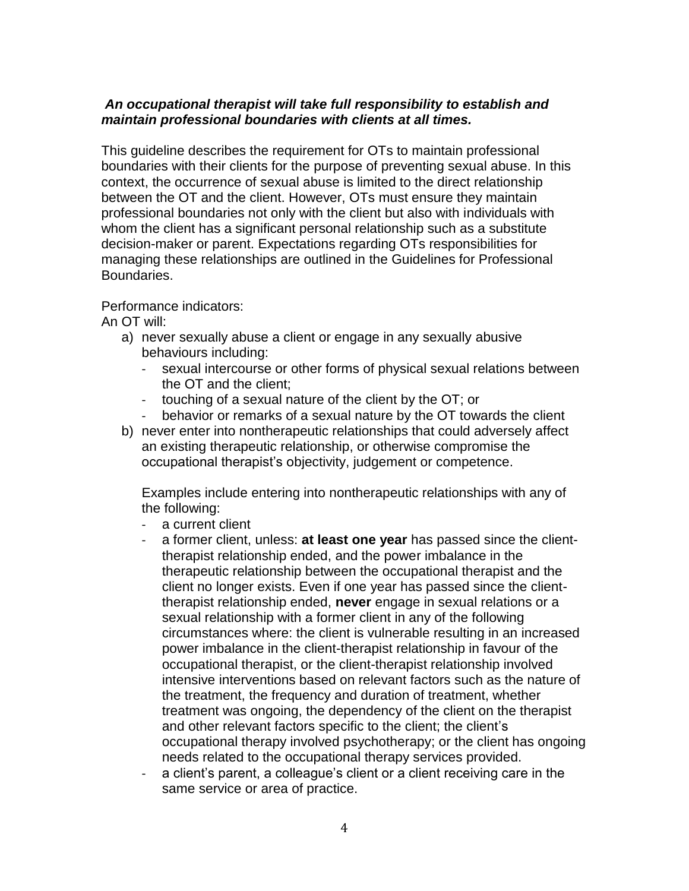***An occupational therapist will take full responsibility to establish and maintain professional boundaries with clients at all times.***

This guideline describes the requirement for OTs to maintain professional boundaries with their clients for the purpose of preventing sexual abuse. In this context, the occurrence of sexual abuse is limited to the direct relationship between the OT and the client. However, OTs must ensure they maintain professional boundaries not only with the client but also with individuals with whom the client has a significant personal relationship such as a substitute decision-maker or parent. Expectations regarding OTs responsibilities for managing these relationships are outlined in the Guidelines for Professional Boundaries.

Performance indicators:
An OT will:

a) never sexually abuse a client or engage in any sexually abusive behaviours including:
   - sexual intercourse or other forms of physical sexual relations between the OT and the client;
   - touching of a sexual nature of the client by the OT; or
   - behavior or remarks of a sexual nature by the OT towards the client
b) never enter into nontherapeutic relationships that could adversely affect an existing therapeutic relationship, or otherwise compromise the occupational therapist's objectivity, judgement or competence.

   Examples include entering into nontherapeutic relationships with any of the following:
   - a current client
   - a former client, unless: **at least one year** has passed since the client-therapist relationship ended, and the power imbalance in the therapeutic relationship between the occupational therapist and the client no longer exists. Even if one year has passed since the client-therapist relationship ended, **never** engage in sexual relations or a sexual relationship with a former client in any of the following circumstances where: the client is vulnerable resulting in an increased power imbalance in the client-therapist relationship in favour of the occupational therapist, or the client-therapist relationship involved intensive interventions based on relevant factors such as the nature of the treatment, the frequency and duration of treatment, whether treatment was ongoing, the dependency of the client on the therapist and other relevant factors specific to the client; the client's occupational therapy involved psychotherapy; or the client has ongoing needs related to the occupational therapy services provided.
   - a client's parent, a colleague's client or a client receiving care in the same service or area of practice.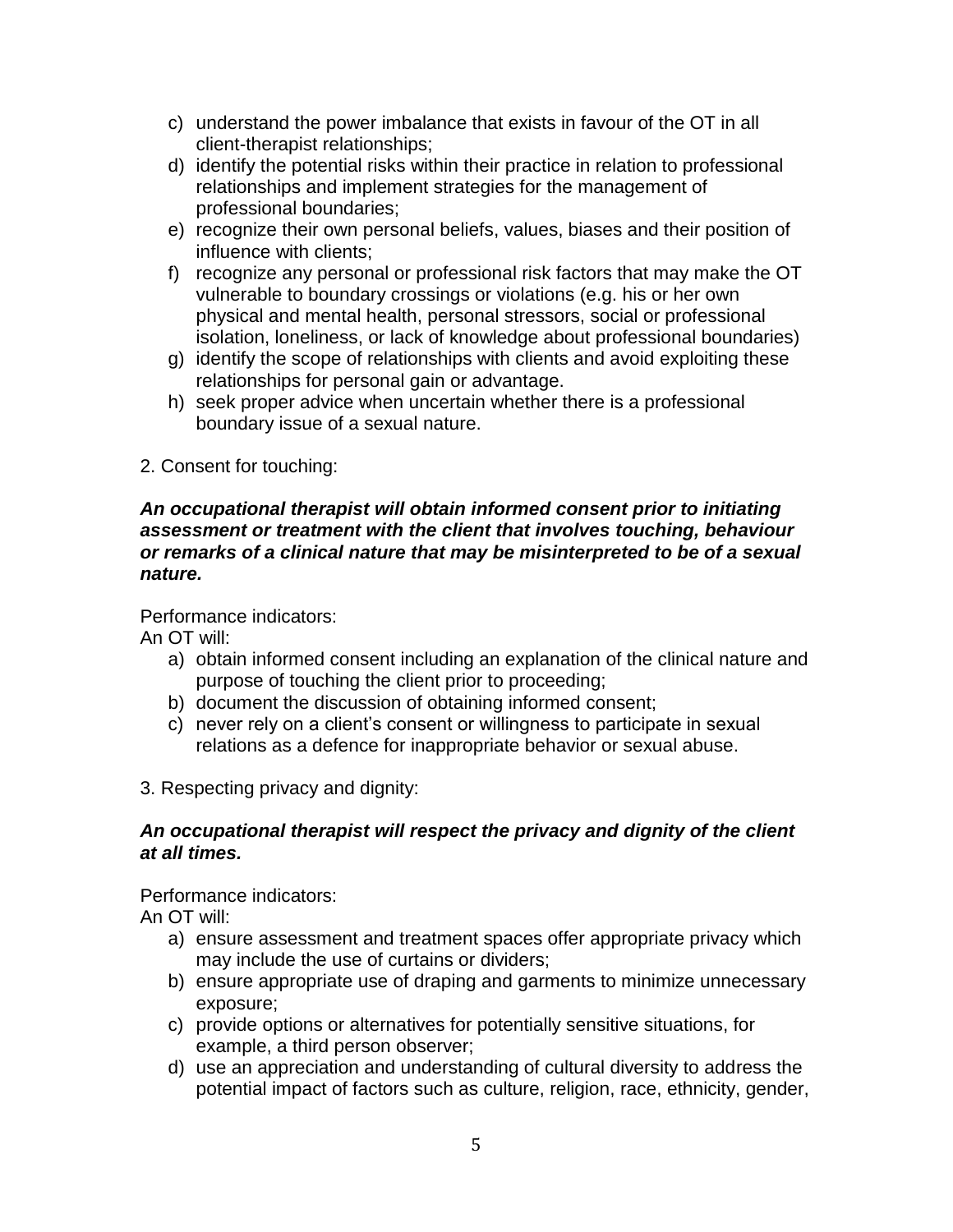c) understand the power imbalance that exists in favour of the OT in all client-therapist relationships;
d) identify the potential risks within their practice in relation to professional relationships and implement strategies for the management of professional boundaries;
e) recognize their own personal beliefs, values, biases and their position of influence with clients;
f) recognize any personal or professional risk factors that may make the OT vulnerable to boundary crossings or violations (e.g. his or her own physical and mental health, personal stressors, social or professional isolation, loneliness, or lack of knowledge about professional boundaries)
g) identify the scope of relationships with clients and avoid exploiting these relationships for personal gain or advantage.
h) seek proper advice when uncertain whether there is a professional boundary issue of a sexual nature.

2. Consent for touching:

***An occupational therapist will obtain informed consent prior to initiating assessment or treatment with the client that involves touching, behaviour or remarks of a clinical nature that may be misinterpreted to be of a sexual nature.***

Performance indicators:
An OT will:

a) obtain informed consent including an explanation of the clinical nature and purpose of touching the client prior to proceeding;
b) document the discussion of obtaining informed consent;
c) never rely on a client's consent or willingness to participate in sexual relations as a defence for inappropriate behavior or sexual abuse.

3. Respecting privacy and dignity:

***An occupational therapist will respect the privacy and dignity of the client at all times.***

Performance indicators:
An OT will:

a) ensure assessment and treatment spaces offer appropriate privacy which may include the use of curtains or dividers;
b) ensure appropriate use of draping and garments to minimize unnecessary exposure;
c) provide options or alternatives for potentially sensitive situations, for example, a third person observer;
d) use an appreciation and understanding of cultural diversity to address the potential impact of factors such as culture, religion, race, ethnicity, gender,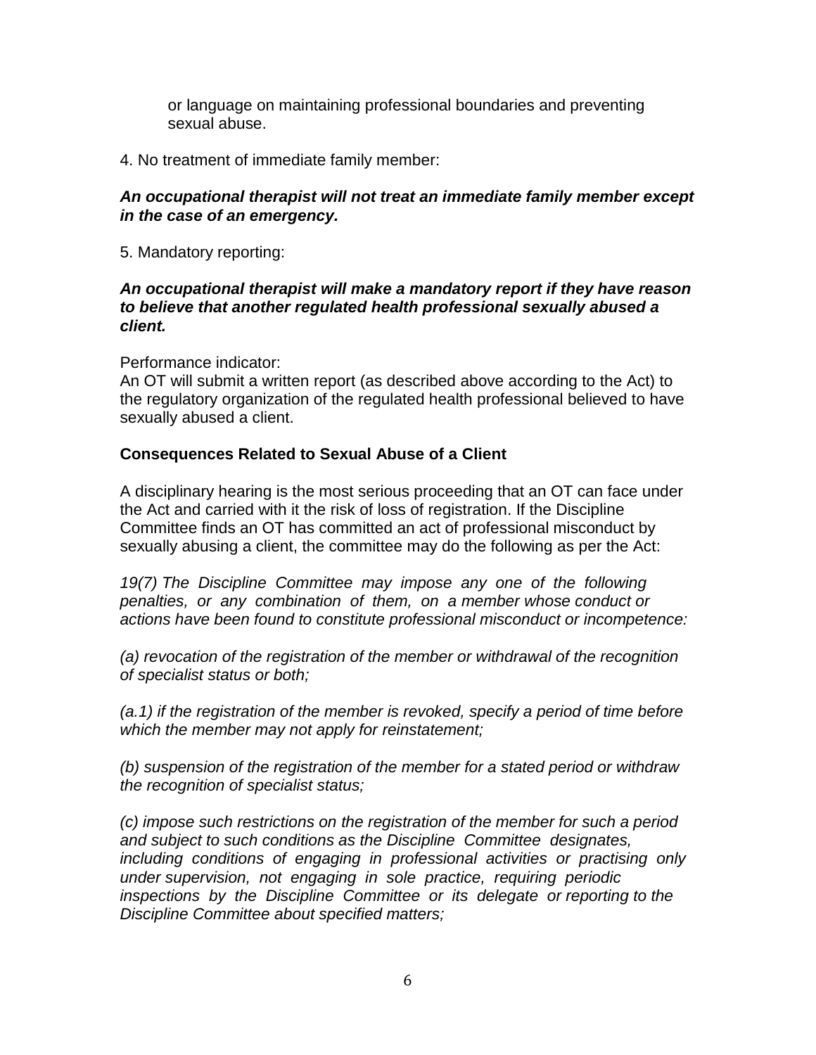or language on maintaining professional boundaries and preventing sexual abuse.

4. No treatment of immediate family member:

***An occupational therapist will not treat an immediate family member except in the case of an emergency.***

5. Mandatory reporting:

***An occupational therapist will make a mandatory report if they have reason to believe that another regulated health professional sexually abused a client.***

Performance indicator:
An OT will submit a written report (as described above according to the Act) to the regulatory organization of the regulated health professional believed to have sexually abused a client.

**Consequences Related to Sexual Abuse of a Client**

A disciplinary hearing is the most serious proceeding that an OT can face under the Act and carried with it the risk of loss of registration. If the Discipline Committee finds an OT has committed an act of professional misconduct by sexually abusing a client, the committee may do the following as per the Act:

*19(7) The Discipline Committee may impose any one of the following penalties, or any combination of them, on a member whose conduct or actions have been found to constitute professional misconduct or incompetence:*

*(a) revocation of the registration of the member or withdrawal of the recognition of specialist status or both;*

*(a.1) if the registration of the member is revoked, specify a period of time before which the member may not apply for reinstatement;*

*(b) suspension of the registration of the member for a stated period or withdraw the recognition of specialist status;*

*(c) impose such restrictions on the registration of the member for such a period and subject to such conditions as the Discipline Committee designates, including conditions of engaging in professional activities or practising only under supervision, not engaging in sole practice, requiring periodic inspections by the Discipline Committee or its delegate or reporting to the Discipline Committee about specified matters;*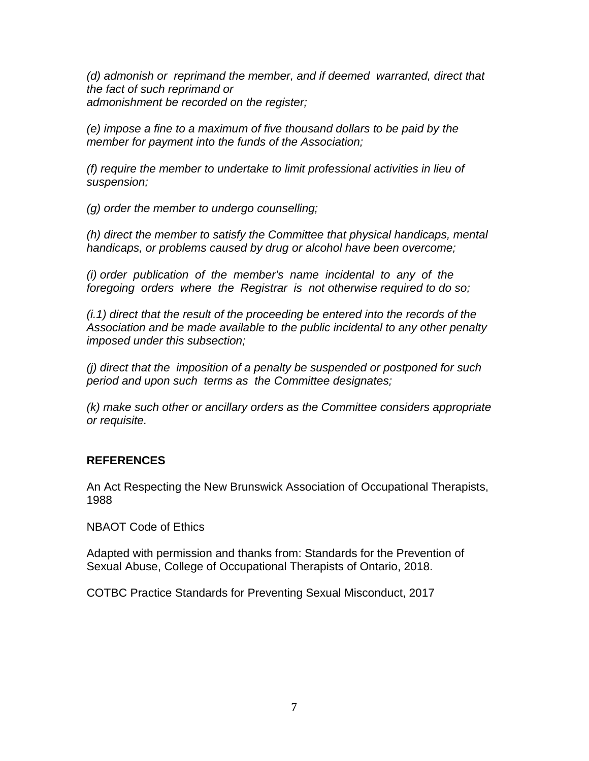*(d) admonish or reprimand the member, and if deemed warranted, direct that the fact of such reprimand or admonishment be recorded on the register;*

*(e) impose a fine to a maximum of five thousand dollars to be paid by the member for payment into the funds of the Association;*

*(f) require the member to undertake to limit professional activities in lieu of suspension;*

*(g) order the member to undergo counselling;*

*(h) direct the member to satisfy the Committee that physical handicaps, mental handicaps, or problems caused by drug or alcohol have been overcome;*

*(i) order publication of the member's name incidental to any of the foregoing orders where the Registrar is not otherwise required to do so;*

*(i.1) direct that the result of the proceeding be entered into the records of the Association and be made available to the public incidental to any other penalty imposed under this subsection;*

*(j) direct that the imposition of a penalty be suspended or postponed for such period and upon such terms as the Committee designates;*

*(k) make such other or ancillary orders as the Committee considers appropriate or requisite.*

**REFERENCES**

An Act Respecting the New Brunswick Association of Occupational Therapists, 1988

NBAOT Code of Ethics

Adapted with permission and thanks from: Standards for the Prevention of Sexual Abuse, College of Occupational Therapists of Ontario, 2018.

COTBC Practice Standards for Preventing Sexual Misconduct, 2017